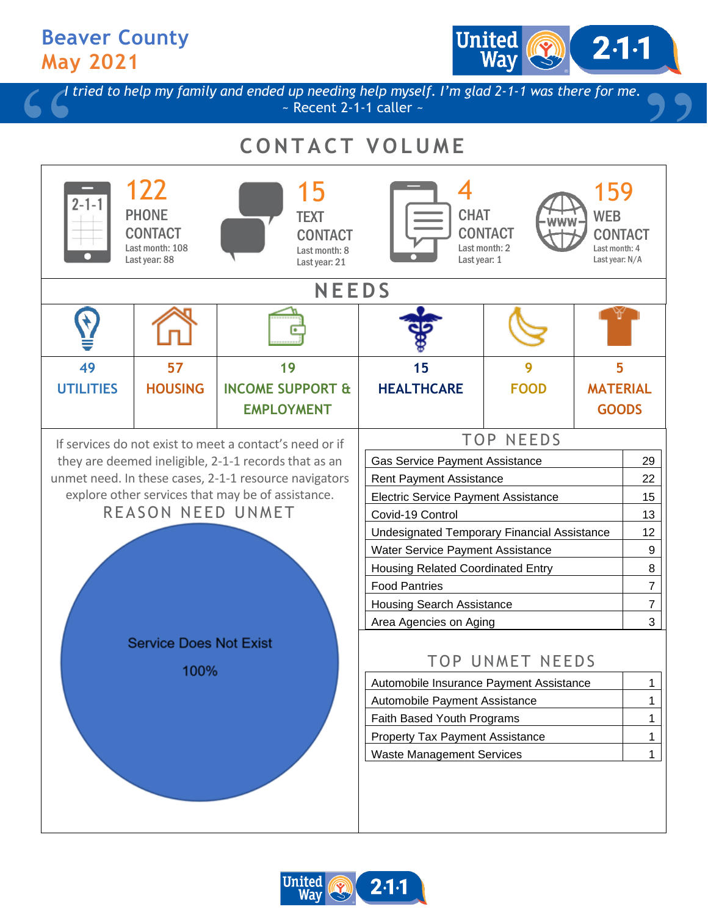# Beaver County
## May 2021

*I tried to help my family and ended up needing help myself. I'm glad 2-1-1 was there for me.*
~ Recent 2-1-1 caller ~

## CONTACT VOLUME

| Contact Type | Count | Last month | Last year |
|---|---|---|---|
| PHONE CONTACT | 122 | 108 | 88 |
| TEXT CONTACT | 15 | 8 | 21 |
| CHAT CONTACT | 4 | 2 | 1 |
| WEB CONTACT | 159 | 4 | N/A |

## NEEDS

| UTILITIES | HOUSING | INCOME SUPPORT & EMPLOYMENT | HEALTHCARE | FOOD | MATERIAL GOODS |
|---|---|---|---|---|---|
| 49 | 57 | 19 | 15 | 9 | 5 |

If services do not exist to meet a contact's need or if they are deemed ineligible, 2-1-1 records that as an unmet need. In these cases, 2-1-1 resource navigators explore other services that may be of assistance.

### REASON NEED UNMET

Service Does Not Exist
100%

### TOP NEEDS

| Need | Count |
|---|---|
| Gas Service Payment Assistance | 29 |
| Rent Payment Assistance | 22 |
| Electric Service Payment Assistance | 15 |
| Covid-19 Control | 13 |
| Undesignated Temporary Financial Assistance | 12 |
| Water Service Payment Assistance | 9 |
| Housing Related Coordinated Entry | 8 |
| Food Pantries | 7 |
| Housing Search Assistance | 7 |
| Area Agencies on Aging | 3 |

### TOP UNMET NEEDS

| Need | Count |
|---|---|
| Automobile Insurance Payment Assistance | 1 |
| Automobile Payment Assistance | 1 |
| Faith Based Youth Programs | 1 |
| Property Tax Payment Assistance | 1 |
| Waste Management Services | 1 |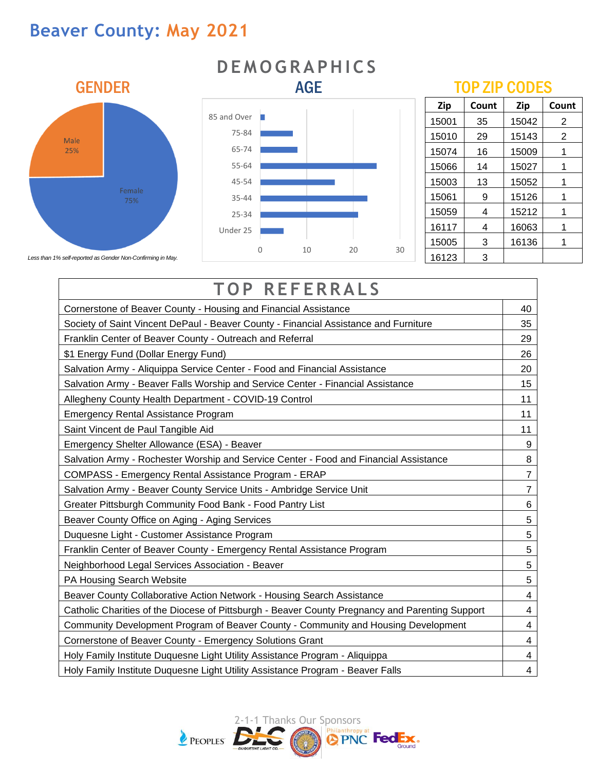# Beaver County: May 2021

## DEMOGRAPHICS

### GENDER

Male
25%

Female
75%

*Less than 1% self-reported as Gender Non-Conforming in May.*

### AGE

85 and Over
75-84
65-74
55-64
45-54
35-44
25-34
Under 25

0
10
20
30

### TOP ZIP CODES

| Zip | Count | Zip | Count |
|---|---|---|---|
| 15001 | 35 | 15042 | 2 |
| 15010 | 29 | 15143 | 2 |
| 15074 | 16 | 15009 | 1 |
| 15066 | 14 | 15027 | 1 |
| 15003 | 13 | 15052 | 1 |
| 15061 | 9 | 15126 | 1 |
| 15059 | 4 | 15212 | 1 |
| 16117 | 4 | 16063 | 1 |
| 15005 | 3 | 16136 | 1 |
| 16123 | 3 | | |

## TOP REFERRALS

| | |
|---|---|
| Cornerstone of Beaver County - Housing and Financial Assistance | 40 |
| Society of Saint Vincent DePaul - Beaver County - Financial Assistance and Furniture | 35 |
| Franklin Center of Beaver County - Outreach and Referral | 29 |
| $1 Energy Fund (Dollar Energy Fund) | 26 |
| Salvation Army - Aliquippa Service Center - Food and Financial Assistance | 20 |
| Salvation Army - Beaver Falls Worship and Service Center - Financial Assistance | 15 |
| Allegheny County Health Department - COVID-19 Control | 11 |
| Emergency Rental Assistance Program | 11 |
| Saint Vincent de Paul Tangible Aid | 11 |
| Emergency Shelter Allowance (ESA) - Beaver | 9 |
| Salvation Army - Rochester Worship and Service Center - Food and Financial Assistance | 8 |
| COMPASS - Emergency Rental Assistance Program - ERAP | 7 |
| Salvation Army - Beaver County Service Units - Ambridge Service Unit | 7 |
| Greater Pittsburgh Community Food Bank - Food Pantry List | 6 |
| Beaver County Office on Aging - Aging Services | 5 |
| Duquesne Light - Customer Assistance Program | 5 |
| Franklin Center of Beaver County - Emergency Rental Assistance Program | 5 |
| Neighborhood Legal Services Association - Beaver | 5 |
| PA Housing Search Website | 5 |
| Beaver County Collaborative Action Network - Housing Search Assistance | 4 |
| Catholic Charities of the Diocese of Pittsburgh - Beaver County Pregnancy and Parenting Support | 4 |
| Community Development Program of Beaver County - Community and Housing Development | 4 |
| Cornerstone of Beaver County - Emergency Solutions Grant | 4 |
| Holy Family Institute Duquesne Light Utility Assistance Program - Aliquippa | 4 |
| Holy Family Institute Duquesne Light Utility Assistance Program - Beaver Falls | 4 |

2-1-1 Thanks Our Sponsors